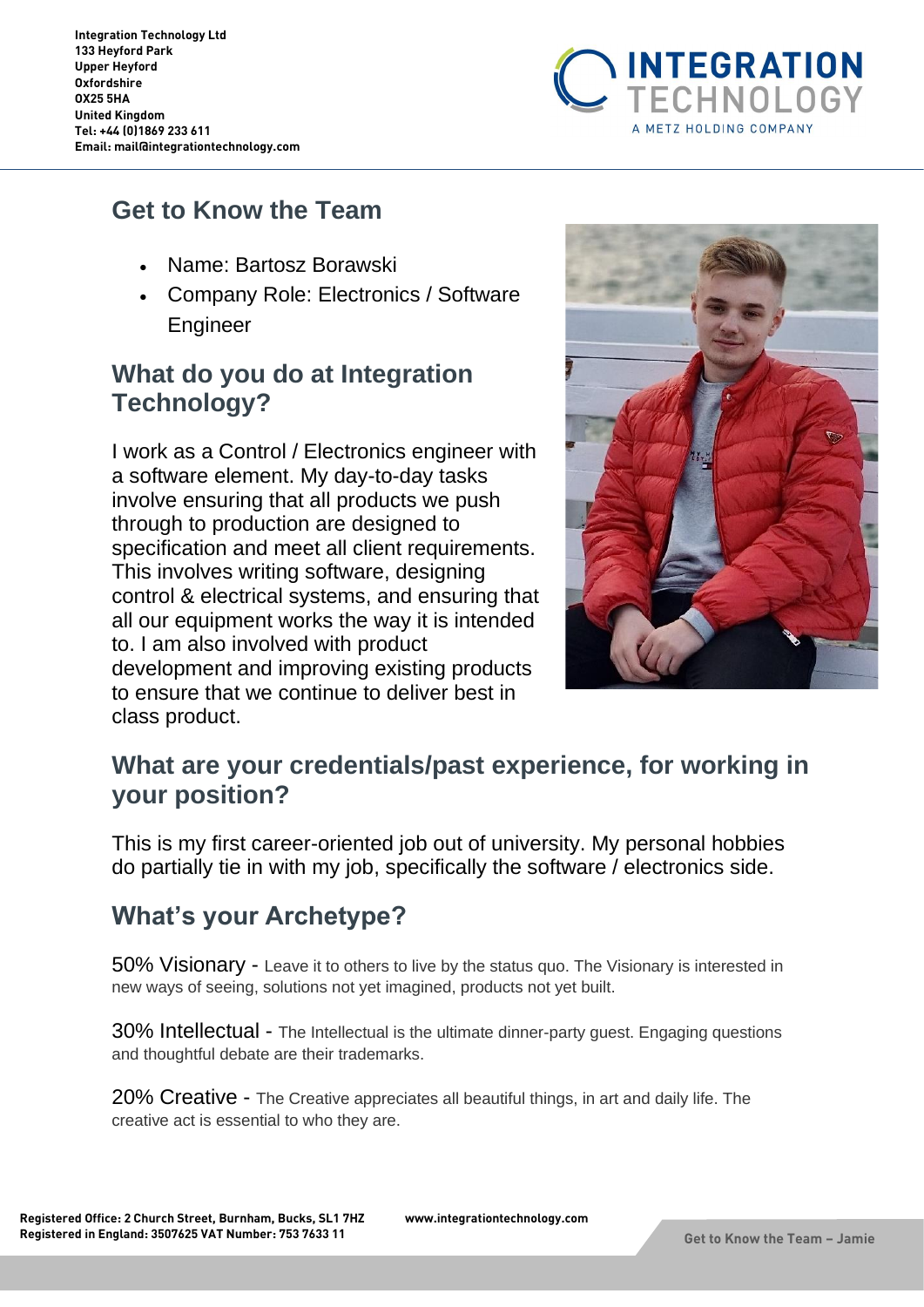Integration Technology Ltd
133 Heyford Park
Upper Heyford
Oxfordshire
OX25 5HA
United Kingdom
Tel: +44 (0)1869 233 611
Email: mail@integrationtechnology.com

## Get to Know the Team

- Name: Bartosz Borawski
- Company Role: Electronics / Software Engineer

## What do you do at Integration Technology?

I work as a Control / Electronics engineer with a software element. My day-to-day tasks involve ensuring that all products we push through to production are designed to specification and meet all client requirements. This involves writing software, designing control & electrical systems, and ensuring that all our equipment works the way it is intended to. I am also involved with product development and improving existing products to ensure that we continue to deliver best in class product.

## What are your credentials/past experience, for working in your position?

This is my first career-oriented job out of university. My personal hobbies do partially tie in with my job, specifically the software / electronics side.

## What's your Archetype?

50% Visionary - Leave it to others to live by the status quo. The Visionary is interested in new ways of seeing, solutions not yet imagined, products not yet built.

30% Intellectual - The Intellectual is the ultimate dinner-party guest. Engaging questions and thoughtful debate are their trademarks.

20% Creative - The Creative appreciates all beautiful things, in art and daily life. The creative act is essential to who they are.

Registered Office: 2 Church Street, Burnham, Bucks, SL1 7HZ
Registered in England: 3507625 VAT Number: 753 7633 11

www.integrationtechnology.com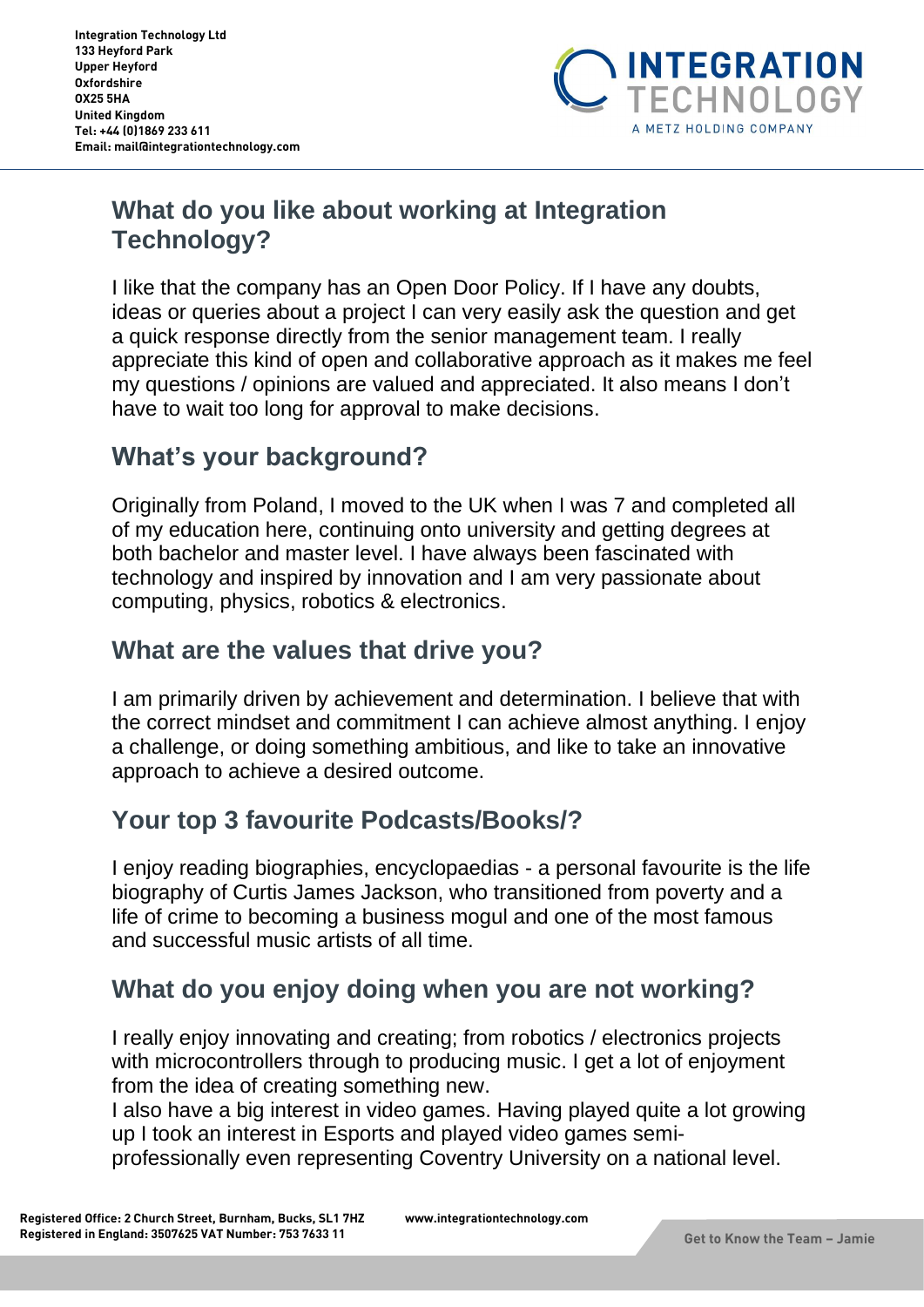## What do you like about working at Integration Technology?

I like that the company has an Open Door Policy. If I have any doubts, ideas or queries about a project I can very easily ask the question and get a quick response directly from the senior management team. I really appreciate this kind of open and collaborative approach as it makes me feel my questions / opinions are valued and appreciated. It also means I don't have to wait too long for approval to make decisions.

## What's your background?

Originally from Poland, I moved to the UK when I was 7 and completed all of my education here, continuing onto university and getting degrees at both bachelor and master level. I have always been fascinated with technology and inspired by innovation and I am very passionate about computing, physics, robotics & electronics.

## What are the values that drive you?

I am primarily driven by achievement and determination. I believe that with the correct mindset and commitment I can achieve almost anything. I enjoy a challenge, or doing something ambitious, and like to take an innovative approach to achieve a desired outcome.

## Your top 3 favourite Podcasts/Books/?

I enjoy reading biographies, encyclopaedias - a personal favourite is the life biography of Curtis James Jackson, who transitioned from poverty and a life of crime to becoming a business mogul and one of the most famous and successful music artists of all time.

## What do you enjoy doing when you are not working?

I really enjoy innovating and creating; from robotics / electronics projects with microcontrollers through to producing music. I get a lot of enjoyment from the idea of creating something new.

I also have a big interest in video games. Having played quite a lot growing up I took an interest in Esports and played video games semi-professionally even representing Coventry University on a national level.